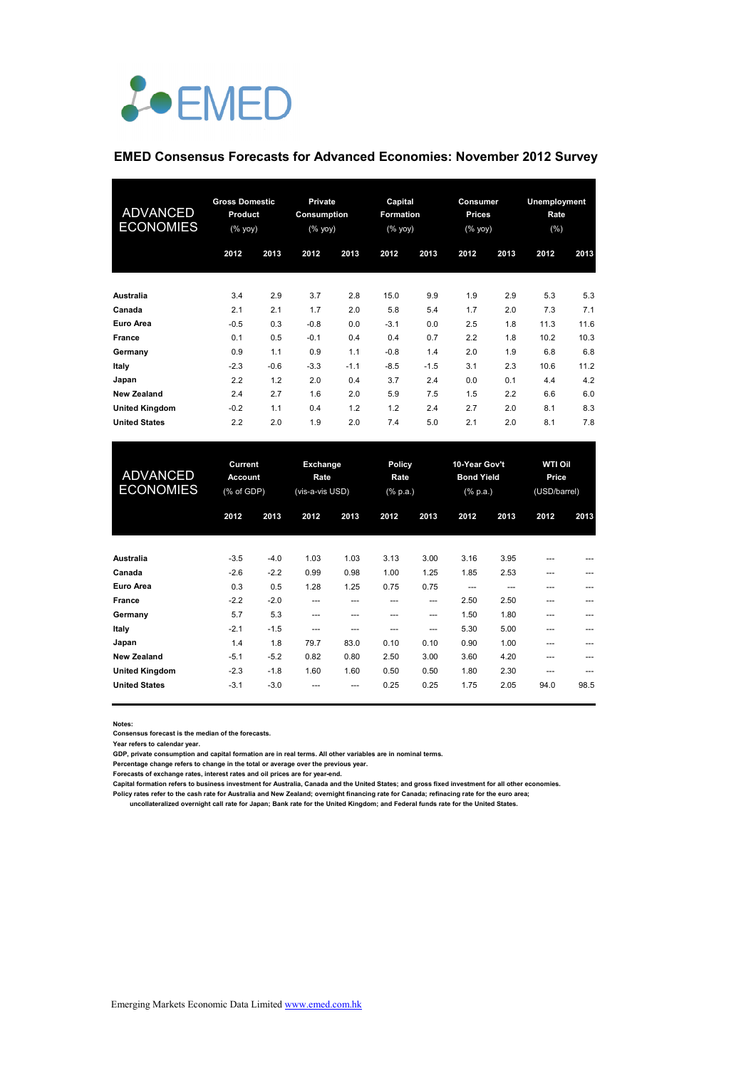EMED

## EMED Consensus Forecasts for Advanced Economies: November 2012 Survey

| ADVANCED ECONOMIES | Gross Domestic Product (% yoy) | | Private Consumption (% yoy) | | Capital Formation (% yoy) | | Consumer Prices (% yoy) | | Unemployment Rate (%) | |
|---|---|---|---|---|---|---|---|---|---|---|
| | 2012 | 2013 | 2012 | 2013 | 2012 | 2013 | 2012 | 2013 | 2012 | 2013 |
| **Australia** | 3.4 | 2.9 | 3.7 | 2.8 | 15.0 | 9.9 | 1.9 | 2.9 | 5.3 | 5.3 |
| **Canada** | 2.1 | 2.1 | 1.7 | 2.0 | 5.8 | 5.4 | 1.7 | 2.0 | 7.3 | 7.1 |
| **Euro Area** | -0.5 | 0.3 | -0.8 | 0.0 | -3.1 | 0.0 | 2.5 | 1.8 | 11.3 | 11.6 |
| **France** | 0.1 | 0.5 | -0.1 | 0.4 | 0.4 | 0.7 | 2.2 | 1.8 | 10.2 | 10.3 |
| **Germany** | 0.9 | 1.1 | 0.9 | 1.1 | -0.8 | 1.4 | 2.0 | 1.9 | 6.8 | 6.8 |
| **Italy** | -2.3 | -0.6 | -3.3 | -1.1 | -8.5 | -1.5 | 3.1 | 2.3 | 10.6 | 11.2 |
| **Japan** | 2.2 | 1.2 | 2.0 | 0.4 | 3.7 | 2.4 | 0.0 | 0.1 | 4.4 | 4.2 |
| **New Zealand** | 2.4 | 2.7 | 1.6 | 2.0 | 5.9 | 7.5 | 1.5 | 2.2 | 6.6 | 6.0 |
| **United Kingdom** | -0.2 | 1.1 | 0.4 | 1.2 | 1.2 | 2.4 | 2.7 | 2.0 | 8.1 | 8.3 |
| **United States** | 2.2 | 2.0 | 1.9 | 2.0 | 7.4 | 5.0 | 2.1 | 2.0 | 8.1 | 7.8 |

| ADVANCED ECONOMIES | Current Account (% of GDP) | | Exchange Rate (vis-a-vis USD) | | Policy Rate (% p.a.) | | 10-Year Gov't Bond Yield (% p.a.) | | WTI Oil Price (USD/barrel) | |
|---|---|---|---|---|---|---|---|---|---|---|
| | 2012 | 2013 | 2012 | 2013 | 2012 | 2013 | 2012 | 2013 | 2012 | 2013 |
| **Australia** | -3.5 | -4.0 | 1.03 | 1.03 | 3.13 | 3.00 | 3.16 | 3.95 | --- | --- |
| **Canada** | -2.6 | -2.2 | 0.99 | 0.98 | 1.00 | 1.25 | 1.85 | 2.53 | --- | --- |
| **Euro Area** | 0.3 | 0.5 | 1.28 | 1.25 | 0.75 | 0.75 | --- | --- | --- | --- |
| **France** | -2.2 | -2.0 | --- | --- | --- | --- | 2.50 | 2.50 | --- | --- |
| **Germany** | 5.7 | 5.3 | --- | --- | --- | --- | 1.50 | 1.80 | --- | --- |
| **Italy** | -2.1 | -1.5 | --- | --- | --- | --- | 5.30 | 5.00 | --- | --- |
| **Japan** | 1.4 | 1.8 | 79.7 | 83.0 | 0.10 | 0.10 | 0.90 | 1.00 | --- | --- |
| **New Zealand** | -5.1 | -5.2 | 0.82 | 0.80 | 2.50 | 3.00 | 3.60 | 4.20 | --- | --- |
| **United Kingdom** | -2.3 | -1.8 | 1.60 | 1.60 | 0.50 | 0.50 | 1.80 | 2.30 | --- | --- |
| **United States** | -3.1 | -3.0 | --- | --- | 0.25 | 0.25 | 1.75 | 2.05 | 94.0 | 98.5 |

**Notes:**
**Consensus forecast is the median of the forecasts.**
**Year refers to calendar year.**
**GDP, private consumption and capital formation are in real terms. All other variables are in nominal terms.**
**Percentage change refers to change in the total or average over the previous year.**
**Forecasts of exchange rates, interest rates and oil prices are for year-end.**
**Capital formation refers to business investment for Australia, Canada and the United States; and gross fixed investment for all other economies.**
**Policy rates refer to the cash rate for Australia and New Zealand; overnight financing rate for Canada; refinacing rate for the euro area; uncollateralized overnight call rate for Japan; Bank rate for the United Kingdom; and Federal funds rate for the United States.**

Emerging Markets Economic Data Limited www.emed.com.hk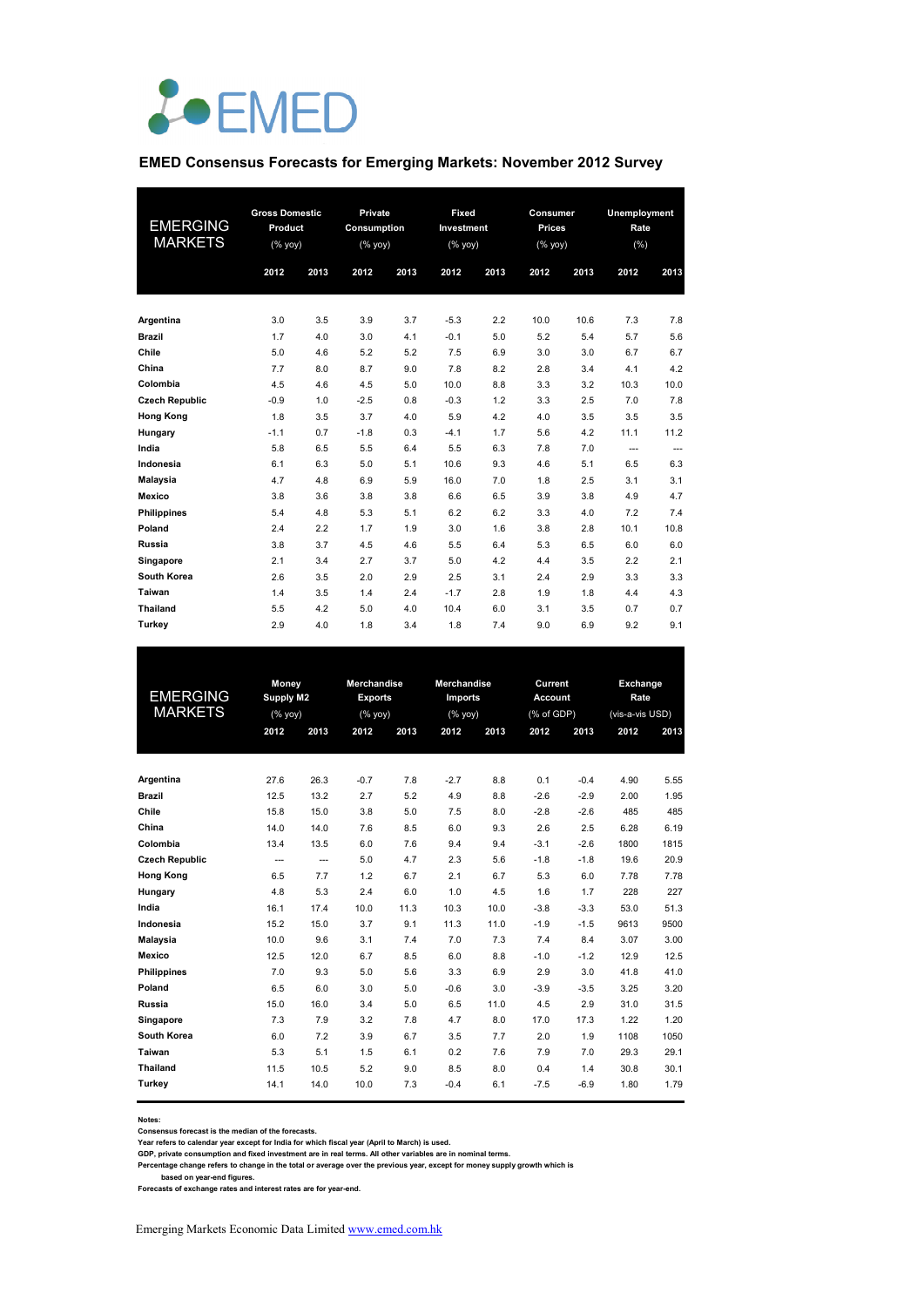# EMED

## EMED Consensus Forecasts for Emerging Markets: November 2012 Survey

| EMERGING MARKETS | Gross Domestic Product (% yoy) | | Private Consumption (% yoy) | | Fixed Investment (% yoy) | | Consumer Prices (% yoy) | | Unemployment Rate (%) | |
|---|---|---|---|---|---|---|---|---|---|---|
| | 2012 | 2013 | 2012 | 2013 | 2012 | 2013 | 2012 | 2013 | 2012 | 2013 |
| **Argentina** | 3.0 | 3.5 | 3.9 | 3.7 | -5.3 | 2.2 | 10.0 | 10.6 | 7.3 | 7.8 |
| **Brazil** | 1.7 | 4.0 | 3.0 | 4.1 | -0.1 | 5.0 | 5.2 | 5.4 | 5.7 | 5.6 |
| **Chile** | 5.0 | 4.6 | 5.2 | 5.2 | 7.5 | 6.9 | 3.0 | 3.0 | 6.7 | 6.7 |
| **China** | 7.7 | 8.0 | 8.7 | 9.0 | 7.8 | 8.2 | 2.8 | 3.4 | 4.1 | 4.2 |
| **Colombia** | 4.5 | 4.6 | 4.5 | 5.0 | 10.0 | 8.8 | 3.3 | 3.2 | 10.3 | 10.0 |
| **Czech Republic** | -0.9 | 1.0 | -2.5 | 0.8 | -0.3 | 1.2 | 3.3 | 2.5 | 7.0 | 7.8 |
| **Hong Kong** | 1.8 | 3.5 | 3.7 | 4.0 | 5.9 | 4.2 | 4.0 | 3.5 | 3.5 | 3.5 |
| **Hungary** | -1.1 | 0.7 | -1.8 | 0.3 | -4.1 | 1.7 | 5.6 | 4.2 | 11.1 | 11.2 |
| **India** | 5.8 | 6.5 | 5.5 | 6.4 | 5.5 | 6.3 | 7.8 | 7.0 | --- | --- |
| **Indonesia** | 6.1 | 6.3 | 5.0 | 5.1 | 10.6 | 9.3 | 4.6 | 5.1 | 6.5 | 6.3 |
| **Malaysia** | 4.7 | 4.8 | 6.9 | 5.9 | 16.0 | 7.0 | 1.8 | 2.5 | 3.1 | 3.1 |
| **Mexico** | 3.8 | 3.6 | 3.8 | 3.8 | 6.6 | 6.5 | 3.9 | 3.8 | 4.9 | 4.7 |
| **Philippines** | 5.4 | 4.8 | 5.3 | 5.1 | 6.2 | 6.2 | 3.3 | 4.0 | 7.2 | 7.4 |
| **Poland** | 2.4 | 2.2 | 1.7 | 1.9 | 3.0 | 1.6 | 3.8 | 2.8 | 10.1 | 10.8 |
| **Russia** | 3.8 | 3.7 | 4.5 | 4.6 | 5.5 | 6.4 | 5.3 | 6.5 | 6.0 | 6.0 |
| **Singapore** | 2.1 | 3.4 | 2.7 | 3.7 | 5.0 | 4.2 | 4.4 | 3.5 | 2.2 | 2.1 |
| **South Korea** | 2.6 | 3.5 | 2.0 | 2.9 | 2.5 | 3.1 | 2.4 | 2.9 | 3.3 | 3.3 |
| **Taiwan** | 1.4 | 3.5 | 1.4 | 2.4 | -1.7 | 2.8 | 1.9 | 1.8 | 4.4 | 4.3 |
| **Thailand** | 5.5 | 4.2 | 5.0 | 4.0 | 10.4 | 6.0 | 3.1 | 3.5 | 0.7 | 0.7 |
| **Turkey** | 2.9 | 4.0 | 1.8 | 3.4 | 1.8 | 7.4 | 9.0 | 6.9 | 9.2 | 9.1 |

| EMERGING MARKETS | Money Supply M2 (% yoy) | | Merchandise Exports (% yoy) | | Merchandise Imports (% yoy) | | Current Account (% of GDP) | | Exchange Rate (vis-a-vis USD) | |
|---|---|---|---|---|---|---|---|---|---|---|
| | 2012 | 2013 | 2012 | 2013 | 2012 | 2013 | 2012 | 2013 | 2012 | 2013 |
| **Argentina** | 27.6 | 26.3 | -0.7 | 7.8 | -2.7 | 8.8 | 0.1 | -0.4 | 4.90 | 5.55 |
| **Brazil** | 12.5 | 13.2 | 2.7 | 5.2 | 4.9 | 8.8 | -2.6 | -2.9 | 2.00 | 1.95 |
| **Chile** | 15.8 | 15.0 | 3.8 | 5.0 | 7.5 | 8.0 | -2.8 | -2.6 | 485 | 485 |
| **China** | 14.0 | 14.0 | 7.6 | 8.5 | 6.0 | 9.3 | 2.6 | 2.5 | 6.28 | 6.19 |
| **Colombia** | 13.4 | 13.5 | 6.0 | 7.6 | 9.4 | 9.4 | -3.1 | -2.6 | 1800 | 1815 |
| **Czech Republic** | --- | --- | 5.0 | 4.7 | 2.3 | 5.6 | -1.8 | -1.8 | 19.6 | 20.9 |
| **Hong Kong** | 6.5 | 7.7 | 1.2 | 6.7 | 2.1 | 6.7 | 5.3 | 6.0 | 7.78 | 7.78 |
| **Hungary** | 4.8 | 5.3 | 2.4 | 6.0 | 1.0 | 4.5 | 1.6 | 1.7 | 228 | 227 |
| **India** | 16.1 | 17.4 | 10.0 | 11.3 | 10.3 | 10.0 | -3.8 | -3.3 | 53.0 | 51.3 |
| **Indonesia** | 15.2 | 15.0 | 3.7 | 9.1 | 11.3 | 11.0 | -1.9 | -1.5 | 9613 | 9500 |
| **Malaysia** | 10.0 | 9.6 | 3.1 | 7.4 | 7.0 | 7.3 | 7.4 | 8.4 | 3.07 | 3.00 |
| **Mexico** | 12.5 | 12.0 | 6.7 | 8.5 | 6.0 | 8.8 | -1.0 | -1.2 | 12.9 | 12.5 |
| **Philippines** | 7.0 | 9.3 | 5.0 | 5.6 | 3.3 | 6.9 | 2.9 | 3.0 | 41.8 | 41.0 |
| **Poland** | 6.5 | 6.0 | 3.0 | 5.0 | -0.6 | 3.0 | -3.9 | -3.5 | 3.25 | 3.20 |
| **Russia** | 15.0 | 16.0 | 3.4 | 5.0 | 6.5 | 11.0 | 4.5 | 2.9 | 31.0 | 31.5 |
| **Singapore** | 7.3 | 7.9 | 3.2 | 7.8 | 4.7 | 8.0 | 17.0 | 17.3 | 1.22 | 1.20 |
| **South Korea** | 6.0 | 7.2 | 3.9 | 6.7 | 3.5 | 7.7 | 2.0 | 1.9 | 1108 | 1050 |
| **Taiwan** | 5.3 | 5.1 | 1.5 | 6.1 | 0.2 | 7.6 | 7.9 | 7.0 | 29.3 | 29.1 |
| **Thailand** | 11.5 | 10.5 | 5.2 | 9.0 | 8.5 | 8.0 | 0.4 | 1.4 | 30.8 | 30.1 |
| **Turkey** | 14.1 | 14.0 | 10.0 | 7.3 | -0.4 | 6.1 | -7.5 | -6.9 | 1.80 | 1.79 |

**Notes:**
**Consensus forecast is the median of the forecasts.**
**Year refers to calendar year except for India for which fiscal year (April to March) is used.**
**GDP, private consumption and fixed investment are in real terms. All other variables are in nominal terms.**
**Percentage change refers to change in the total or average over the previous year, except for money supply growth which is based on year-end figures.**
**Forecasts of exchange rates and interest rates are for year-end.**

Emerging Markets Economic Data Limited www.emed.com.hk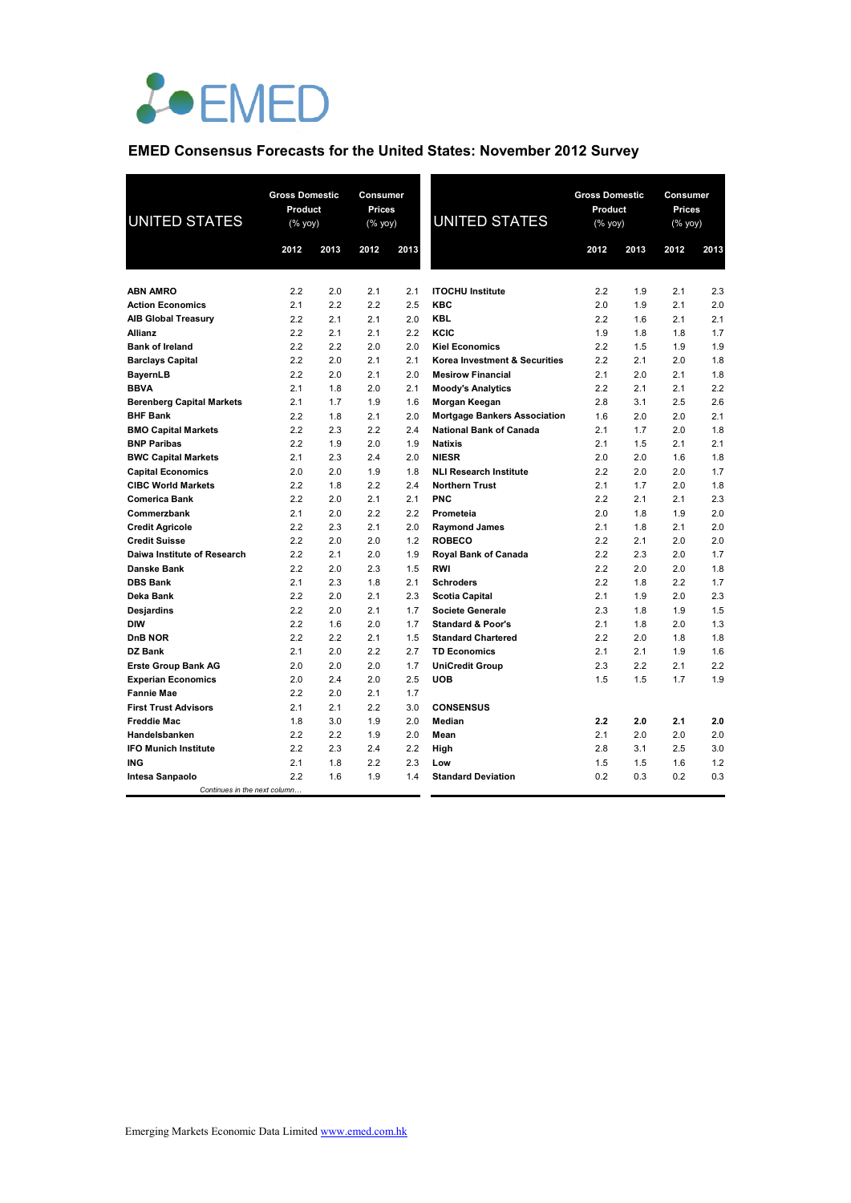EMED

## EMED Consensus Forecasts for the United States: November 2012 Survey

| UNITED STATES | Gross Domestic Product (% yoy) | | Consumer Prices (% yoy) | |
|---|---|---|---|---|
| | 2012 | 2013 | 2012 | 2013 |
| **ABN AMRO** | 2.2 | 2.0 | 2.1 | 2.1 |
| **Action Economics** | 2.1 | 2.2 | 2.2 | 2.5 |
| **AIB Global Treasury** | 2.2 | 2.1 | 2.1 | 2.0 |
| **Allianz** | 2.2 | 2.1 | 2.1 | 2.2 |
| **Bank of Ireland** | 2.2 | 2.2 | 2.0 | 2.0 |
| **Barclays Capital** | 2.2 | 2.0 | 2.1 | 2.1 |
| **BayernLB** | 2.2 | 2.0 | 2.1 | 2.0 |
| **BBVA** | 2.1 | 1.8 | 2.0 | 2.1 |
| **Berenberg Capital Markets** | 2.1 | 1.7 | 1.9 | 1.6 |
| **BHF Bank** | 2.2 | 1.8 | 2.1 | 2.0 |
| **BMO Capital Markets** | 2.2 | 2.3 | 2.2 | 2.4 |
| **BNP Paribas** | 2.2 | 1.9 | 2.0 | 1.9 |
| **BWC Capital Markets** | 2.1 | 2.3 | 2.4 | 2.0 |
| **Capital Economics** | 2.0 | 2.0 | 1.9 | 1.8 |
| **CIBC World Markets** | 2.2 | 1.8 | 2.2 | 2.4 |
| **Comerica Bank** | 2.2 | 2.0 | 2.1 | 2.1 |
| **Commerzbank** | 2.1 | 2.0 | 2.2 | 2.2 |
| **Credit Agricole** | 2.2 | 2.3 | 2.1 | 2.0 |
| **Credit Suisse** | 2.2 | 2.0 | 2.0 | 1.2 |
| **Daiwa Institute of Research** | 2.2 | 2.1 | 2.0 | 1.9 |
| **Danske Bank** | 2.2 | 2.0 | 2.3 | 1.5 |
| **DBS Bank** | 2.1 | 2.3 | 1.8 | 2.1 |
| **Deka Bank** | 2.2 | 2.0 | 2.1 | 2.3 |
| **Desjardins** | 2.2 | 2.0 | 2.1 | 1.7 |
| **DIW** | 2.2 | 1.6 | 2.0 | 1.7 |
| **DnB NOR** | 2.2 | 2.2 | 2.1 | 1.5 |
| **DZ Bank** | 2.1 | 2.0 | 2.2 | 2.7 |
| **Erste Group Bank AG** | 2.0 | 2.0 | 2.0 | 1.7 |
| **Experian Economics** | 2.0 | 2.4 | 2.0 | 2.5 |
| **Fannie Mae** | 2.2 | 2.0 | 2.1 | 1.7 |
| **First Trust Advisors** | 2.1 | 2.1 | 2.2 | 3.0 |
| **Freddie Mac** | 1.8 | 3.0 | 1.9 | 2.0 |
| **Handelsbanken** | 2.2 | 2.2 | 1.9 | 2.0 |
| **IFO Munich Institute** | 2.2 | 2.3 | 2.4 | 2.2 |
| **ING** | 2.1 | 1.8 | 2.2 | 2.3 |
| **Intesa Sanpaolo** | 2.2 | 1.6 | 1.9 | 1.4 |
| **ITOCHU Institute** | 2.2 | 1.9 | 2.1 | 2.3 |
| **KBC** | 2.0 | 1.9 | 2.1 | 2.0 |
| **KBL** | 2.2 | 1.6 | 2.1 | 2.1 |
| **KCIC** | 1.9 | 1.8 | 1.8 | 1.7 |
| **Kiel Economics** | 2.2 | 1.5 | 1.9 | 1.9 |
| **Korea Investment & Securities** | 2.2 | 2.1 | 2.0 | 1.8 |
| **Mesirow Financial** | 2.1 | 2.0 | 2.1 | 1.8 |
| **Moody's Analytics** | 2.2 | 2.1 | 2.1 | 2.2 |
| **Morgan Keegan** | 2.8 | 3.1 | 2.5 | 2.6 |
| **Mortgage Bankers Association** | 1.6 | 2.0 | 2.0 | 2.1 |
| **National Bank of Canada** | 2.1 | 1.7 | 2.0 | 1.8 |
| **Natixis** | 2.1 | 1.5 | 2.1 | 2.1 |
| **NIESR** | 2.0 | 2.0 | 1.6 | 1.8 |
| **NLI Research Institute** | 2.2 | 2.0 | 2.0 | 1.7 |
| **Northern Trust** | 2.1 | 1.7 | 2.0 | 1.8 |
| **PNC** | 2.2 | 2.1 | 2.1 | 2.3 |
| **Prometeia** | 2.0 | 1.8 | 1.9 | 2.0 |
| **Raymond James** | 2.1 | 1.8 | 2.1 | 2.0 |
| **ROBECO** | 2.2 | 2.1 | 2.0 | 2.0 |
| **Royal Bank of Canada** | 2.2 | 2.3 | 2.0 | 1.7 |
| **RWI** | 2.2 | 2.0 | 2.0 | 1.8 |
| **Schroders** | 2.2 | 1.8 | 2.2 | 1.7 |
| **Scotia Capital** | 2.1 | 1.9 | 2.0 | 2.3 |
| **Societe Generale** | 2.3 | 1.8 | 1.9 | 1.5 |
| **Standard & Poor's** | 2.1 | 1.8 | 2.0 | 1.3 |
| **Standard Chartered** | 2.2 | 2.0 | 1.8 | 1.8 |
| **TD Economics** | 2.1 | 2.1 | 1.9 | 1.6 |
| **UniCredit Group** | 2.3 | 2.2 | 2.1 | 2.2 |
| **UOB** | 1.5 | 1.5 | 1.7 | 1.9 |
| **CONSENSUS** | | | | |
| **Median** | **2.2** | **2.0** | **2.1** | **2.0** |
| **Mean** | 2.1 | 2.0 | 2.0 | 2.0 |
| **High** | 2.8 | 3.1 | 2.5 | 3.0 |
| **Low** | 1.5 | 1.5 | 1.6 | 1.2 |
| **Standard Deviation** | 0.2 | 0.3 | 0.2 | 0.3 |

Emerging Markets Economic Data Limited www.emed.com.hk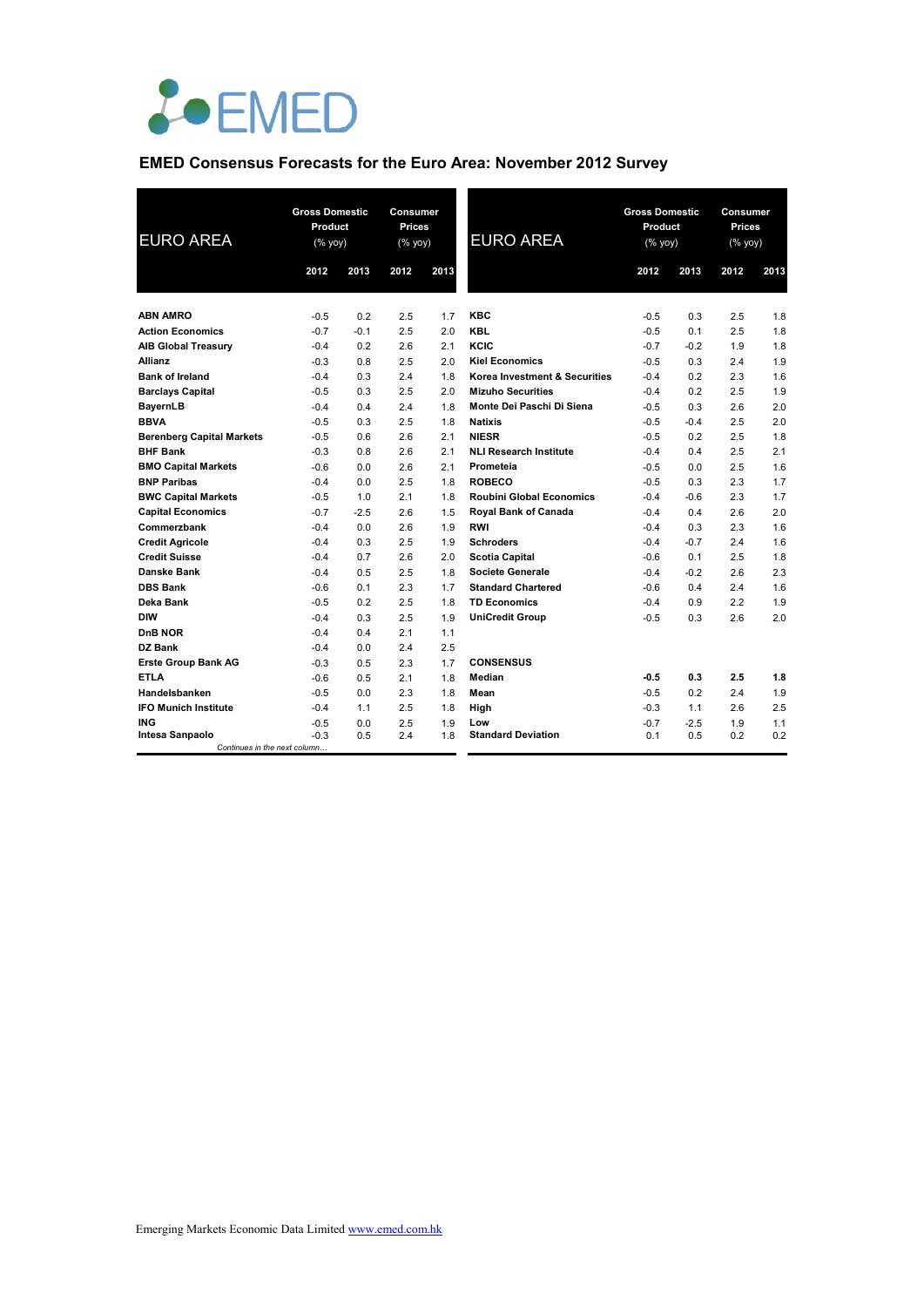# EMED Consensus Forecasts for the Euro Area: November 2012 Survey

| EURO AREA | Gross Domestic Product (% yoy) | | Consumer Prices (% yoy) | |
|---|---|---|---|---|
| | 2012 | 2013 | 2012 | 2013 |
| **ABN AMRO** | -0.5 | 0.2 | 2.5 | 1.7 |
| **Action Economics** | -0.7 | -0.1 | 2.5 | 2.0 |
| **AIB Global Treasury** | -0.4 | 0.2 | 2.6 | 2.1 |
| **Allianz** | -0.3 | 0.8 | 2.5 | 2.0 |
| **Bank of Ireland** | -0.4 | 0.3 | 2.4 | 1.8 |
| **Barclays Capital** | -0.5 | 0.3 | 2.5 | 2.0 |
| **BayernLB** | -0.4 | 0.4 | 2.4 | 1.8 |
| **BBVA** | -0.5 | 0.3 | 2.5 | 1.8 |
| **Berenberg Capital Markets** | -0.5 | 0.6 | 2.6 | 2.1 |
| **BHF Bank** | -0.3 | 0.8 | 2.6 | 2.1 |
| **BMO Capital Markets** | -0.6 | 0.0 | 2.6 | 2.1 |
| **BNP Paribas** | -0.4 | 0.0 | 2.5 | 1.8 |
| **BWC Capital Markets** | -0.5 | 1.0 | 2.1 | 1.8 |
| **Capital Economics** | -0.7 | -2.5 | 2.6 | 1.5 |
| **Commerzbank** | -0.4 | 0.0 | 2.6 | 1.9 |
| **Credit Agricole** | -0.4 | 0.3 | 2.5 | 1.9 |
| **Credit Suisse** | -0.4 | 0.7 | 2.6 | 2.0 |
| **Danske Bank** | -0.4 | 0.5 | 2.5 | 1.8 |
| **DBS Bank** | -0.6 | 0.1 | 2.3 | 1.7 |
| **Deka Bank** | -0.5 | 0.2 | 2.5 | 1.8 |
| **DIW** | -0.4 | 0.3 | 2.5 | 1.9 |
| **DnB NOR** | -0.4 | 0.4 | 2.1 | 1.1 |
| **DZ Bank** | -0.4 | 0.0 | 2.4 | 2.5 |
| **Erste Group Bank AG** | -0.3 | 0.5 | 2.3 | 1.7 |
| **ETLA** | -0.6 | 0.5 | 2.1 | 1.8 |
| **Handelsbanken** | -0.5 | 0.0 | 2.3 | 1.8 |
| **IFO Munich Institute** | -0.4 | 1.1 | 2.5 | 1.8 |
| **ING** | -0.5 | 0.0 | 2.5 | 1.9 |
| **Intesa Sanpaolo** | -0.3 | 0.5 | 2.4 | 1.8 |

*Continues in the next column…*

| EURO AREA | Gross Domestic Product (% yoy) | | Consumer Prices (% yoy) | |
|---|---|---|---|---|
| | 2012 | 2013 | 2012 | 2013 |
| **KBC** | -0.5 | 0.3 | 2.5 | 1.8 |
| **KBL** | -0.5 | 0.1 | 2.5 | 1.8 |
| **KCIC** | -0.7 | -0.2 | 1.9 | 1.8 |
| **Kiel Economics** | -0.5 | 0.3 | 2.4 | 1.9 |
| **Korea Investment & Securities** | -0.4 | 0.2 | 2.3 | 1.6 |
| **Mizuho Securities** | -0.4 | 0.2 | 2.5 | 1.9 |
| **Monte Dei Paschi Di Siena** | -0.5 | 0.3 | 2.6 | 2.0 |
| **Natixis** | -0.5 | -0.4 | 2.5 | 2.0 |
| **NIESR** | -0.5 | 0.2 | 2.5 | 1.8 |
| **NLI Research Institute** | -0.4 | 0.4 | 2.5 | 2.1 |
| **Prometeia** | -0.5 | 0.0 | 2.5 | 1.6 |
| **ROBECO** | -0.5 | 0.3 | 2.3 | 1.7 |
| **Roubini Global Economics** | -0.4 | -0.6 | 2.3 | 1.7 |
| **Royal Bank of Canada** | -0.4 | 0.4 | 2.6 | 2.0 |
| **RWI** | -0.4 | 0.3 | 2.3 | 1.6 |
| **Schroders** | -0.4 | -0.7 | 2.4 | 1.6 |
| **Scotia Capital** | -0.6 | 0.1 | 2.5 | 1.8 |
| **Societe Generale** | -0.4 | -0.2 | 2.6 | 2.3 |
| **Standard Chartered** | -0.6 | 0.4 | 2.4 | 1.6 |
| **TD Economics** | -0.4 | 0.9 | 2.2 | 1.9 |
| **UniCredit Group** | -0.5 | 0.3 | 2.6 | 2.0 |
| | | | | |
| **CONSENSUS** | | | | |
| **Median** | **-0.5** | **0.3** | **2.5** | **1.8** |
| **Mean** | -0.5 | 0.2 | 2.4 | 1.9 |
| **High** | -0.3 | 1.1 | 2.6 | 2.5 |
| **Low** | -0.7 | -2.5 | 1.9 | 1.1 |
| **Standard Deviation** | 0.1 | 0.5 | 0.2 | 0.2 |

Emerging Markets Economic Data Limited www.emed.com.hk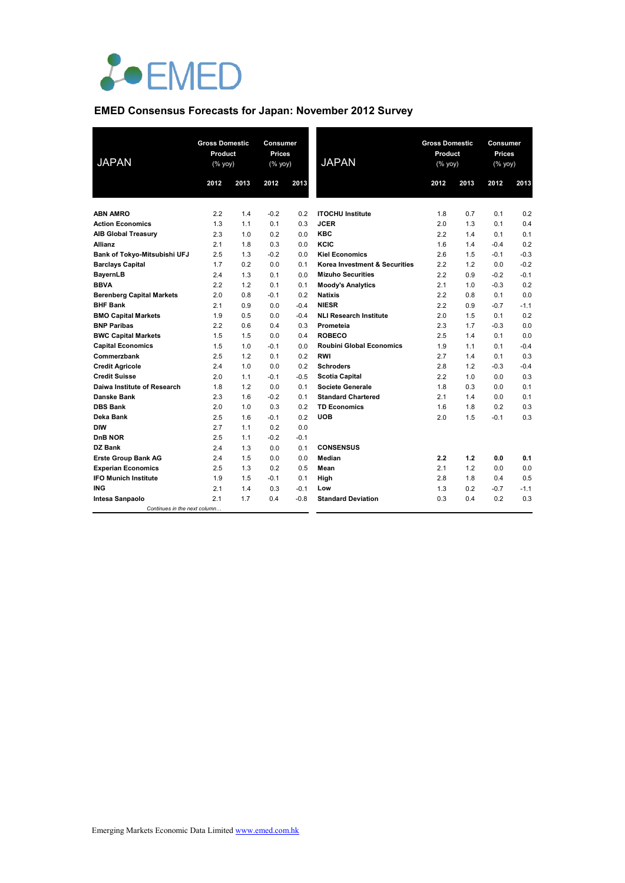EMED

## EMED Consensus Forecasts for Japan: November 2012 Survey

| JAPAN | Gross Domestic Product (% yoy) | | Consumer Prices (% yoy) | |
|---|---|---|---|---|
| | 2012 | 2013 | 2012 | 2013 |
| **ABN AMRO** | 2.2 | 1.4 | -0.2 | 0.2 |
| **Action Economics** | 1.3 | 1.1 | 0.1 | 0.3 |
| **AIB Global Treasury** | 2.3 | 1.0 | 0.2 | 0.0 |
| **Allianz** | 2.1 | 1.8 | 0.3 | 0.0 |
| **Bank of Tokyo-Mitsubishi UFJ** | 2.5 | 1.3 | -0.2 | 0.0 |
| **Barclays Capital** | 1.7 | 0.2 | 0.0 | 0.1 |
| **BayernLB** | 2.4 | 1.3 | 0.1 | 0.0 |
| **BBVA** | 2.2 | 1.2 | 0.1 | 0.1 |
| **Berenberg Capital Markets** | 2.0 | 0.8 | -0.1 | 0.2 |
| **BHF Bank** | 2.1 | 0.9 | 0.0 | -0.4 |
| **BMO Capital Markets** | 1.9 | 0.5 | 0.0 | -0.4 |
| **BNP Paribas** | 2.2 | 0.6 | 0.4 | 0.3 |
| **BWC Capital Markets** | 1.5 | 1.5 | 0.0 | 0.4 |
| **Capital Economics** | 1.5 | 1.0 | -0.1 | 0.0 |
| **Commerzbank** | 2.5 | 1.2 | 0.1 | 0.2 |
| **Credit Agricole** | 2.4 | 1.0 | 0.0 | 0.2 |
| **Credit Suisse** | 2.0 | 1.1 | -0.1 | -0.5 |
| **Daiwa Institute of Research** | 1.8 | 1.2 | 0.0 | 0.1 |
| **Danske Bank** | 2.3 | 1.6 | -0.2 | 0.1 |
| **DBS Bank** | 2.0 | 1.0 | 0.3 | 0.2 |
| **Deka Bank** | 2.5 | 1.6 | -0.1 | 0.2 |
| **DIW** | 2.7 | 1.1 | 0.2 | 0.0 |
| **DnB NOR** | 2.5 | 1.1 | -0.2 | -0.1 |
| **DZ Bank** | 2.4 | 1.3 | 0.0 | 0.1 |
| **Erste Group Bank AG** | 2.4 | 1.5 | 0.0 | 0.0 |
| **Experian Economics** | 2.5 | 1.3 | 0.2 | 0.5 |
| **IFO Munich Institute** | 1.9 | 1.5 | -0.1 | 0.1 |
| **ING** | 2.1 | 1.4 | 0.3 | -0.1 |
| **Intesa Sanpaolo** | 2.1 | 1.7 | 0.4 | -0.8 |
| **ITOCHU Institute** | 1.8 | 0.7 | 0.1 | 0.2 |
| **JCER** | 2.0 | 1.3 | 0.1 | 0.4 |
| **KBC** | 2.2 | 1.4 | 0.1 | 0.1 |
| **KCIC** | 1.6 | 1.4 | -0.4 | 0.2 |
| **Kiel Economics** | 2.6 | 1.5 | -0.1 | -0.3 |
| **Korea Investment & Securities** | 2.2 | 1.2 | 0.0 | -0.2 |
| **Mizuho Securities** | 2.2 | 0.9 | -0.2 | -0.1 |
| **Moody's Analytics** | 2.1 | 1.0 | -0.3 | 0.2 |
| **Natixis** | 2.2 | 0.8 | 0.1 | 0.0 |
| **NIESR** | 2.2 | 0.9 | -0.7 | -1.1 |
| **NLI Research Institute** | 2.0 | 1.5 | 0.1 | 0.2 |
| **Prometeia** | 2.3 | 1.7 | -0.3 | 0.0 |
| **ROBECO** | 2.5 | 1.4 | 0.1 | 0.0 |
| **Roubini Global Economics** | 1.9 | 1.1 | 0.1 | -0.4 |
| **RWI** | 2.7 | 1.4 | 0.1 | 0.3 |
| **Schroders** | 2.8 | 1.2 | -0.3 | -0.4 |
| **Scotia Capital** | 2.2 | 1.0 | 0.0 | 0.3 |
| **Societe Generale** | 1.8 | 0.3 | 0.0 | 0.1 |
| **Standard Chartered** | 2.1 | 1.4 | 0.0 | 0.1 |
| **TD Economics** | 1.6 | 1.8 | 0.2 | 0.3 |
| **UOB** | 2.0 | 1.5 | -0.1 | 0.3 |
| **CONSENSUS** | | | | |
| **Median** | **2.2** | **1.2** | **0.0** | **0.1** |
| **Mean** | 2.1 | 1.2 | 0.0 | 0.0 |
| **High** | 2.8 | 1.8 | 0.4 | 0.5 |
| **Low** | 1.3 | 0.2 | -0.7 | -1.1 |
| **Standard Deviation** | 0.3 | 0.4 | 0.2 | 0.3 |

*Continues in the next column...*

Emerging Markets Economic Data Limited www.emed.com.hk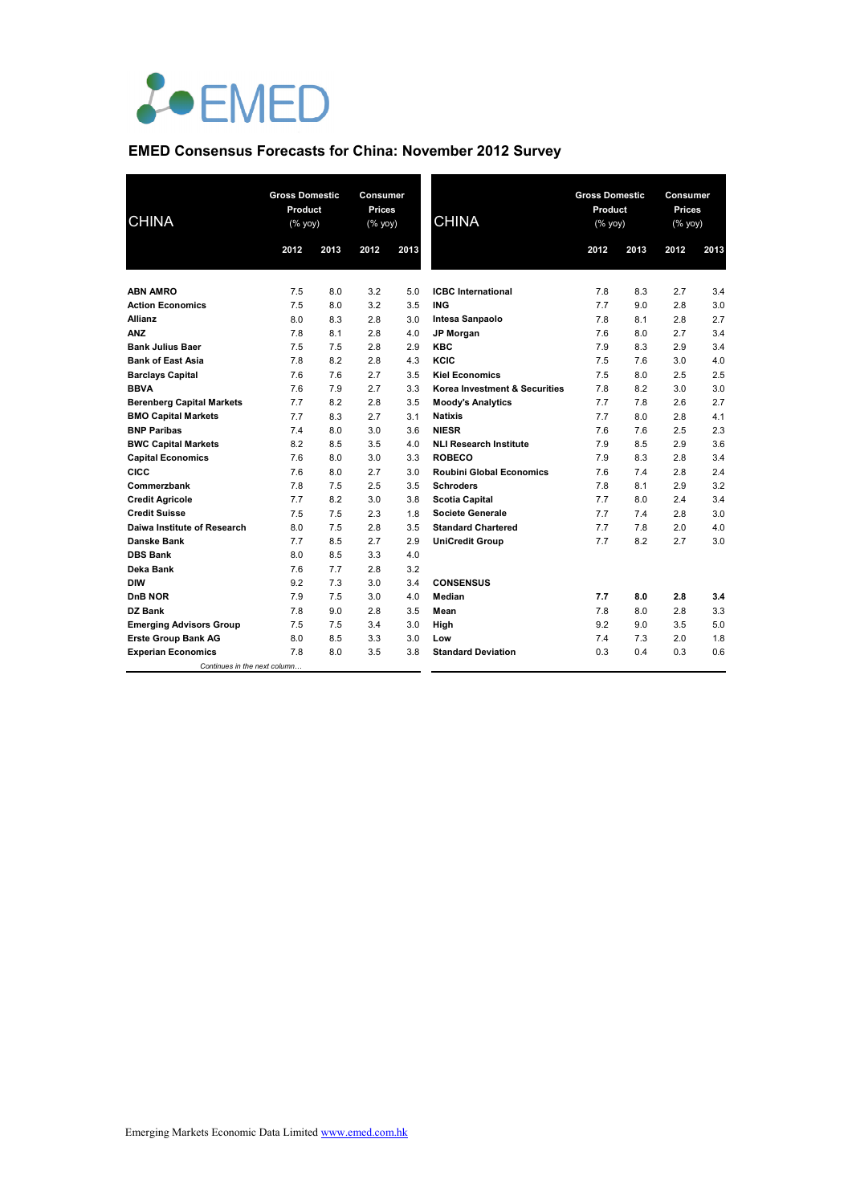EMED

## EMED Consensus Forecasts for China: November 2012 Survey

| CHINA | Gross Domestic Product (% yoy) 2012 | Gross Domestic Product (% yoy) 2013 | Consumer Prices (% yoy) 2012 | Consumer Prices (% yoy) 2013 |
|---|---|---|---|---|
| **ABN AMRO** | 7.5 | 8.0 | 3.2 | 5.0 |
| **Action Economics** | 7.5 | 8.0 | 3.2 | 3.5 |
| **Allianz** | 8.0 | 8.3 | 2.8 | 3.0 |
| **ANZ** | 7.8 | 8.1 | 2.8 | 4.0 |
| **Bank Julius Baer** | 7.5 | 7.5 | 2.8 | 2.9 |
| **Bank of East Asia** | 7.8 | 8.2 | 2.8 | 4.3 |
| **Barclays Capital** | 7.6 | 7.6 | 2.7 | 3.5 |
| **BBVA** | 7.6 | 7.9 | 2.7 | 3.3 |
| **Berenberg Capital Markets** | 7.7 | 8.2 | 2.8 | 3.5 |
| **BMO Capital Markets** | 7.7 | 8.3 | 2.7 | 3.1 |
| **BNP Paribas** | 7.4 | 8.0 | 3.0 | 3.6 |
| **BWC Capital Markets** | 8.2 | 8.5 | 3.5 | 4.0 |
| **Capital Economics** | 7.6 | 8.0 | 3.0 | 3.3 |
| **CICC** | 7.6 | 8.0 | 2.7 | 3.0 |
| **Commerzbank** | 7.8 | 7.5 | 2.5 | 3.5 |
| **Credit Agricole** | 7.7 | 8.2 | 3.0 | 3.8 |
| **Credit Suisse** | 7.5 | 7.5 | 2.3 | 1.8 |
| **Daiwa Institute of Research** | 8.0 | 7.5 | 2.8 | 3.5 |
| **Danske Bank** | 7.7 | 8.5 | 2.7 | 2.9 |
| **DBS Bank** | 8.0 | 8.5 | 3.3 | 4.0 |
| **Deka Bank** | 7.6 | 7.7 | 2.8 | 3.2 |
| **DIW** | 9.2 | 7.3 | 3.0 | 3.4 |
| **DnB NOR** | 7.9 | 7.5 | 3.0 | 4.0 |
| **DZ Bank** | 7.8 | 9.0 | 2.8 | 3.5 |
| **Emerging Advisors Group** | 7.5 | 7.5 | 3.4 | 3.0 |
| **Erste Group Bank AG** | 8.0 | 8.5 | 3.3 | 3.0 |
| **Experian Economics** | 7.8 | 8.0 | 3.5 | 3.8 |
| **ICBC International** | 7.8 | 8.3 | 2.7 | 3.4 |
| **ING** | 7.7 | 9.0 | 2.8 | 3.0 |
| **Intesa Sanpaolo** | 7.8 | 8.1 | 2.8 | 2.7 |
| **JP Morgan** | 7.6 | 8.0 | 2.7 | 3.4 |
| **KBC** | 7.9 | 8.3 | 2.9 | 3.4 |
| **KCIC** | 7.5 | 7.6 | 3.0 | 4.0 |
| **Kiel Economics** | 7.5 | 8.0 | 2.5 | 2.5 |
| **Korea Investment & Securities** | 7.8 | 8.2 | 3.0 | 3.0 |
| **Moody's Analytics** | 7.7 | 7.8 | 2.6 | 2.7 |
| **Natixis** | 7.7 | 8.0 | 2.8 | 4.1 |
| **NIESR** | 7.6 | 7.6 | 2.5 | 2.3 |
| **NLI Research Institute** | 7.9 | 8.5 | 2.9 | 3.6 |
| **ROBECO** | 7.9 | 8.3 | 2.8 | 3.4 |
| **Roubini Global Economics** | 7.6 | 7.4 | 2.8 | 2.4 |
| **Schroders** | 7.8 | 8.1 | 2.9 | 3.2 |
| **Scotia Capital** | 7.7 | 8.0 | 2.4 | 3.4 |
| **Societe Generale** | 7.7 | 7.4 | 2.8 | 3.0 |
| **Standard Chartered** | 7.7 | 7.8 | 2.0 | 4.0 |
| **UniCredit Group** | 7.7 | 8.2 | 2.7 | 3.0 |
| **CONSENSUS** | | | | |
| **Median** | **7.7** | **8.0** | **2.8** | **3.4** |
| **Mean** | 7.8 | 8.0 | 2.8 | 3.3 |
| **High** | 9.2 | 9.0 | 3.5 | 5.0 |
| **Low** | 7.4 | 7.3 | 2.0 | 1.8 |
| **Standard Deviation** | 0.3 | 0.4 | 0.3 | 0.6 |

Emerging Markets Economic Data Limited [www.emed.com.hk](http://www.emed.com.hk)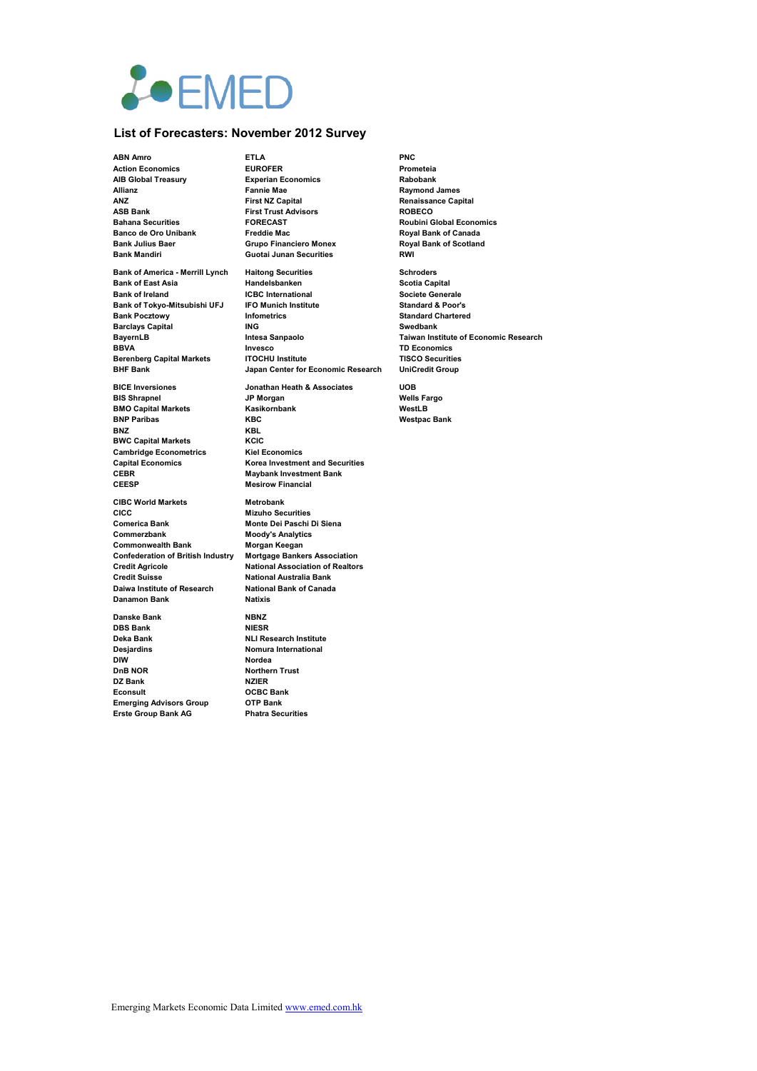EMED

## List of Forecasters: November 2012 Survey

**ABN Amro**
**Action Economics**
**AIB Global Treasury**
**Allianz**
**ANZ**
**ASB Bank**
**Bahana Securities**
**Banco de Oro Unibank**
**Bank Julius Baer**
**Bank Mandiri**

**Bank of America - Merrill Lynch**
**Bank of East Asia**
**Bank of Ireland**
**Bank of Tokyo-Mitsubishi UFJ**
**Bank Pocztowy**
**Barclays Capital**
**BayernLB**
**BBVA**
**Berenberg Capital Markets**
**BHF Bank**

**BICE Inversiones**
**BIS Shrapnel**
**BMO Capital Markets**
**BNP Paribas**
**BNZ**
**BWC Capital Markets**
**Cambridge Econometrics**
**Capital Economics**
**CEBR**
**CEESP**

**CIBC World Markets**
**CICC**
**Comerica Bank**
**Commerzbank**
**Commonwealth Bank**
**Confederation of British Industry**
**Credit Agricole**
**Credit Suisse**
**Daiwa Institute of Research**
**Danamon Bank**

**Danske Bank**
**DBS Bank**
**Deka Bank**
**Desjardins**
**DIW**
**DnB NOR**
**DZ Bank**
**Econsult**
**Emerging Advisors Group**
**Erste Group Bank AG**

**ETLA**
**EUROFER**
**Experian Economics**
**Fannie Mae**
**First NZ Capital**
**First Trust Advisors**
**FORECAST**
**Freddie Mac**
**Grupo Financiero Monex**
**Guotai Junan Securities**

**Haitong Securities**
**Handelsbanken**
**ICBC International**
**IFO Munich Institute**
**Infometrics**
**ING**
**Intesa Sanpaolo**
**Invesco**
**ITOCHU Institute**
**Japan Center for Economic Research**

**Jonathan Heath & Associates**
**JP Morgan**
**Kasikornbank**
**KBC**
**KBL**
**KCIC**
**Kiel Economics**
**Korea Investment and Securities**
**Maybank Investment Bank**
**Mesirow Financial**

**Metrobank**
**Mizuho Securities**
**Monte Dei Paschi Di Siena**
**Moody's Analytics**
**Morgan Keegan**
**Mortgage Bankers Association**
**National Association of Realtors**
**National Australia Bank**
**National Bank of Canada**
**Natixis**

**NBNZ**
**NIESR**
**NLI Research Institute**
**Nomura International**
**Nordea**
**Northern Trust**
**NZIER**
**OCBC Bank**
**OTP Bank**
**Phatra Securities**

**PNC**
**Prometeia**
**Rabobank**
**Raymond James**
**Renaissance Capital**
**ROBECO**
**Roubini Global Economics**
**Royal Bank of Canada**
**Royal Bank of Scotland**
**RWI**

**Schroders**
**Scotia Capital**
**Societe Generale**
**Standard & Poor's**
**Standard Chartered**
**Swedbank**
**Taiwan Institute of Economic Research**
**TD Economics**
**TISCO Securities**
**UniCredit Group**

**UOB**
**Wells Fargo**
**WestLB**
**Westpac Bank**

Emerging Markets Economic Data Limited www.emed.com.hk